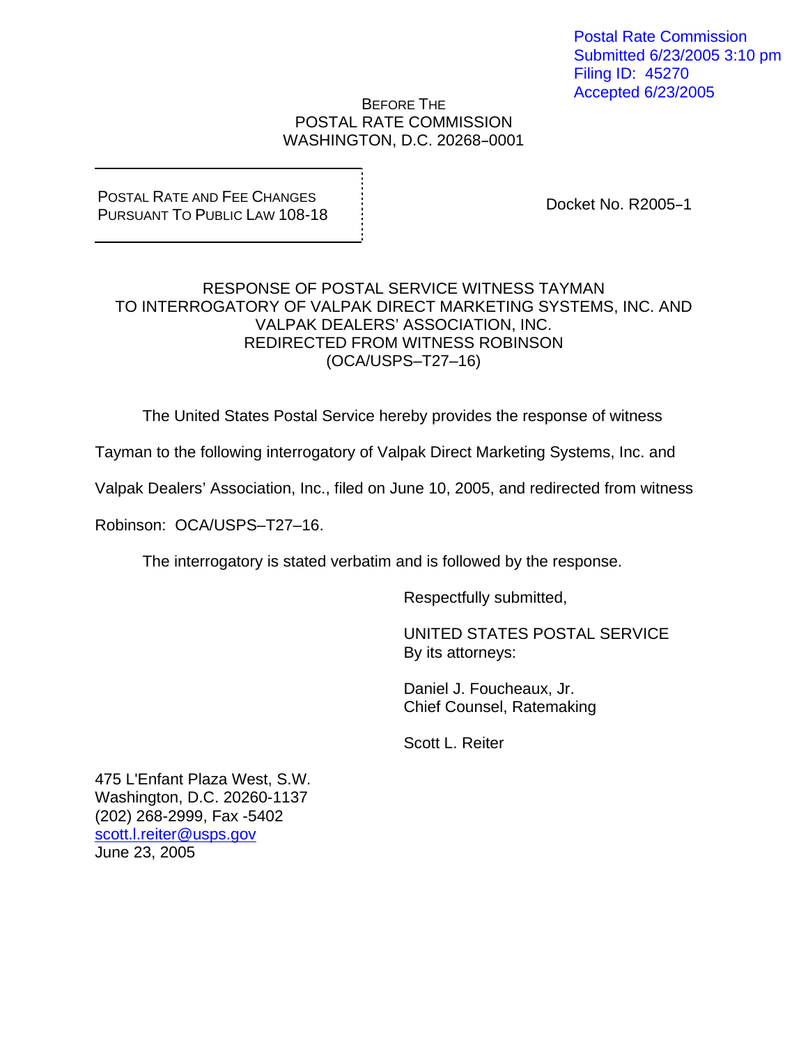Postal Rate Commission
Submitted 6/23/2005 3:10 pm
Filing ID: 45270
Accepted 6/23/2005

BEFORE THE
POSTAL RATE COMMISSION
WASHINGTON, D.C. 20268–0001

| | |
|---|---|
| POSTAL RATE AND FEE CHANGES PURSUANT TO PUBLIC LAW 108-18 | Docket No. R2005–1 |

RESPONSE OF POSTAL SERVICE WITNESS TAYMAN
TO INTERROGATORY OF VALPAK DIRECT MARKETING SYSTEMS, INC. AND
VALPAK DEALERS' ASSOCIATION, INC.
REDIRECTED FROM WITNESS ROBINSON
(OCA/USPS–T27–16)

The United States Postal Service hereby provides the response of witness Tayman to the following interrogatory of Valpak Direct Marketing Systems, Inc. and Valpak Dealers' Association, Inc., filed on June 10, 2005, and redirected from witness Robinson: OCA/USPS–T27–16.

The interrogatory is stated verbatim and is followed by the response.

Respectfully submitted,

UNITED STATES POSTAL SERVICE
By its attorneys:

Daniel J. Foucheaux, Jr.
Chief Counsel, Ratemaking

Scott L. Reiter

475 L'Enfant Plaza West, S.W.
Washington, D.C. 20260-1137
(202) 268-2999, Fax -5402
scott.l.reiter@usps.gov
June 23, 2005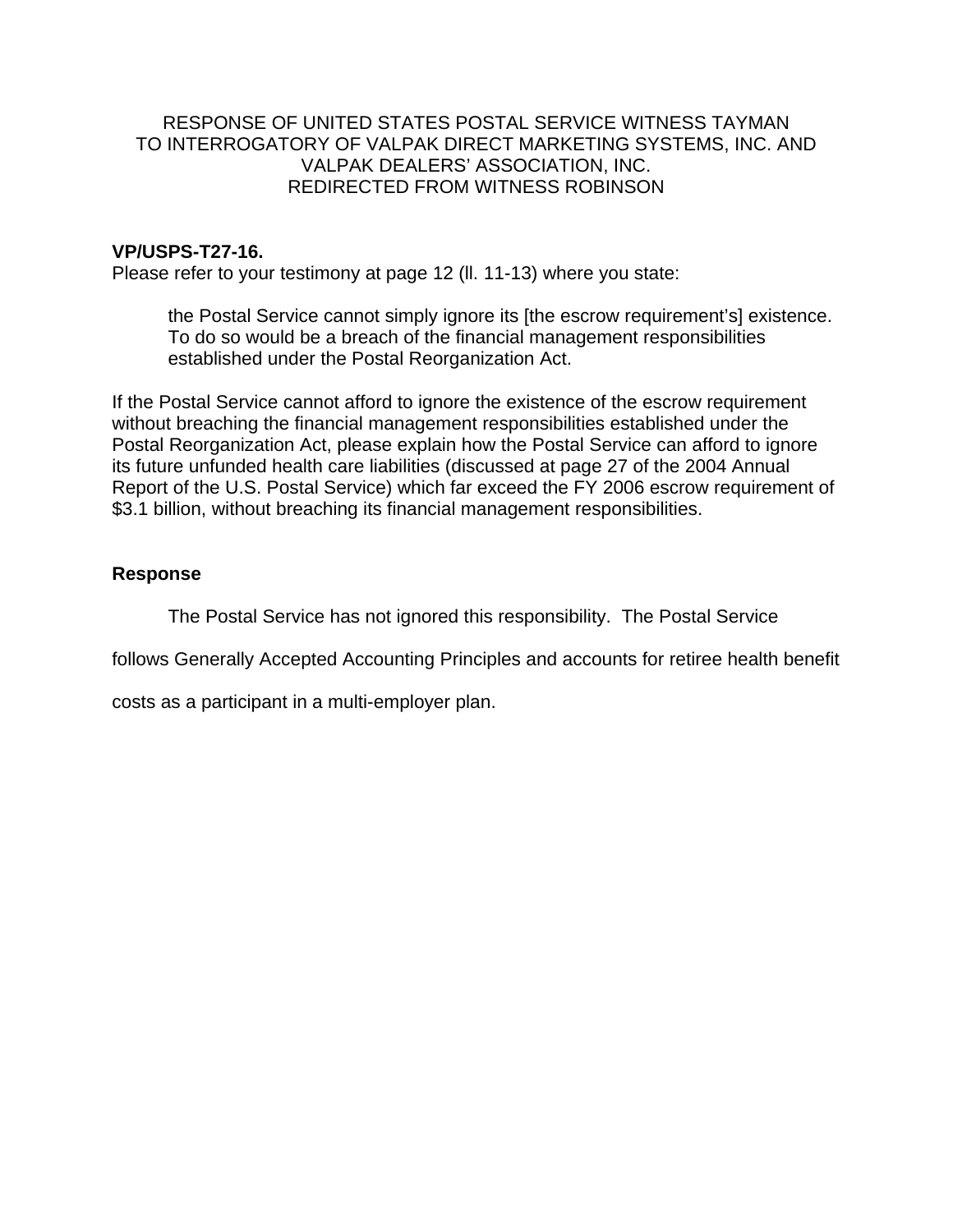RESPONSE OF UNITED STATES POSTAL SERVICE WITNESS TAYMAN
TO INTERROGATORY OF VALPAK DIRECT MARKETING SYSTEMS, INC. AND
VALPAK DEALERS' ASSOCIATION, INC.
REDIRECTED FROM WITNESS ROBINSON

**VP/USPS-T27-16.**
Please refer to your testimony at page 12 (ll. 11-13) where you state:

> the Postal Service cannot simply ignore its [the escrow requirement's] existence. To do so would be a breach of the financial management responsibilities established under the Postal Reorganization Act.

If the Postal Service cannot afford to ignore the existence of the escrow requirement without breaching the financial management responsibilities established under the Postal Reorganization Act, please explain how the Postal Service can afford to ignore its future unfunded health care liabilities (discussed at page 27 of the 2004 Annual Report of the U.S. Postal Service) which far exceed the FY 2006 escrow requirement of $3.1 billion, without breaching its financial management responsibilities.

**Response**

The Postal Service has not ignored this responsibility. The Postal Service follows Generally Accepted Accounting Principles and accounts for retiree health benefit costs as a participant in a multi-employer plan.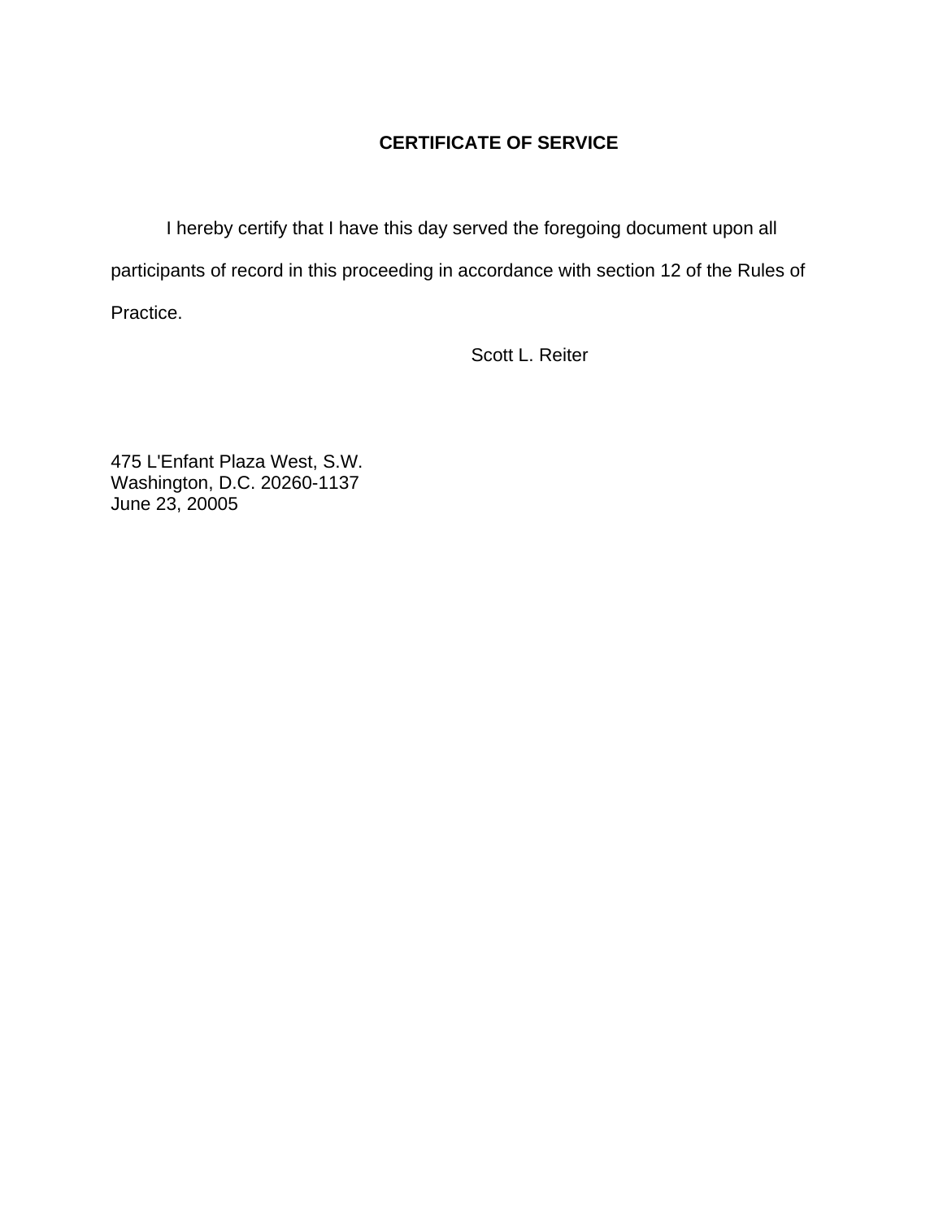# CERTIFICATE OF SERVICE

I hereby certify that I have this day served the foregoing document upon all participants of record in this proceeding in accordance with section 12 of the Rules of Practice.

Scott L. Reiter

475 L'Enfant Plaza West, S.W.
Washington, D.C. 20260-1137
June 23, 20005